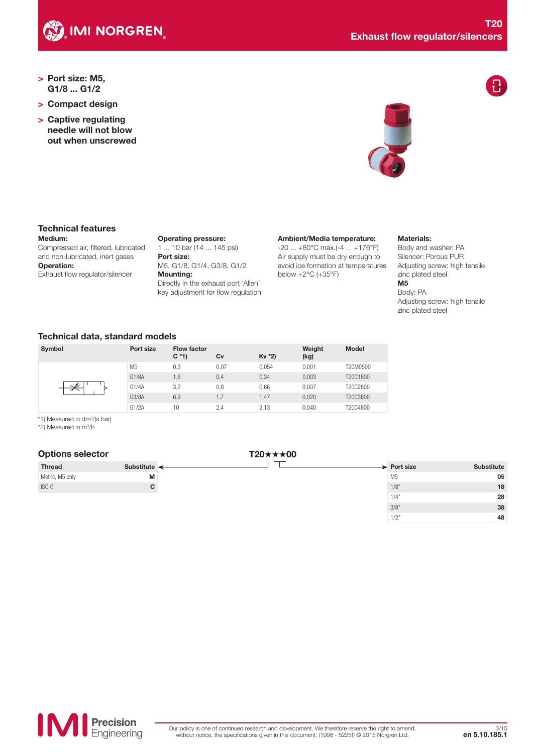# T20
## Exhaust flow regulator/silencers

- Port size: M5, G1/8 ... G1/2
- Compact design
- Captive regulating needle will not blow out when unscrewed

### Technical features

**Medium:**
Compressed air, filtered, lubricated and non-lubricated, inert gases

**Operation:**
Exhaust flow regulator/silencer

**Operating pressure:**
1 ... 10 bar (14 ... 145 psi)

**Port size:**
M5, G1/8, G1/4, G3/8, G1/2

**Mounting:**
Directly in the exhaust port 'Allen' key adjustment for flow regulation

**Ambient/Media temperature:**
-20 ... +80°C max.(-4 ... +176°F)
Air supply must be dry enough to avoid ice formation at temperatures below +2°C (+35°F)

**Materials:**
Body and washer: PA
Silencer: Porous PUR
Adjusting screw: high tensile zinc plated steel

**M5**
Body: PA
Adjusting screw: high tensile zinc plated steel

### Technical data, standard models

| Symbol | Port size | Flow factor C *1) | Cv | Kv *2) | Weight (kg) | Model |
|---|---|---|---|---|---|---|
| | M5 | 0,3 | 0,07 | 0,054 | 0,001 | T20M0500 |
| | G1/8A | 1,6 | 0,4 | 0,34 | 0,003 | T20C1800 |
| | G1/4A | 3,2 | 0,8 | 0,68 | 0,007 | T20C2800 |
| | G3/8A | 6,9 | 1,7 | 1,47 | 0,020 | T20C3800 |
| | G1/2A | 10 | 2,4 | 2,13 | 0,040 | T20C4800 |

*1) Measured in $dm^3/(s.bar)$
*2) Measured in $m^3/h$

### Options selector

T20★★★00

| Thread | Substitute |
|---|---|
| Metric, M5 only | M |
| ISO G | C |

| Port size | Substitute |
|---|---|
| M5 | 05 |
| 1/8" | 18 |
| 1/4" | 28 |
| 3/8" | 38 |
| 1/2" | 48 |

Our policy is one of continued research and development. We therefore reserve the right to amend, without notice, the specifications given in this document. (1998 - 5225f) © 2015 Norgren Ltd.

en 5.10.185.1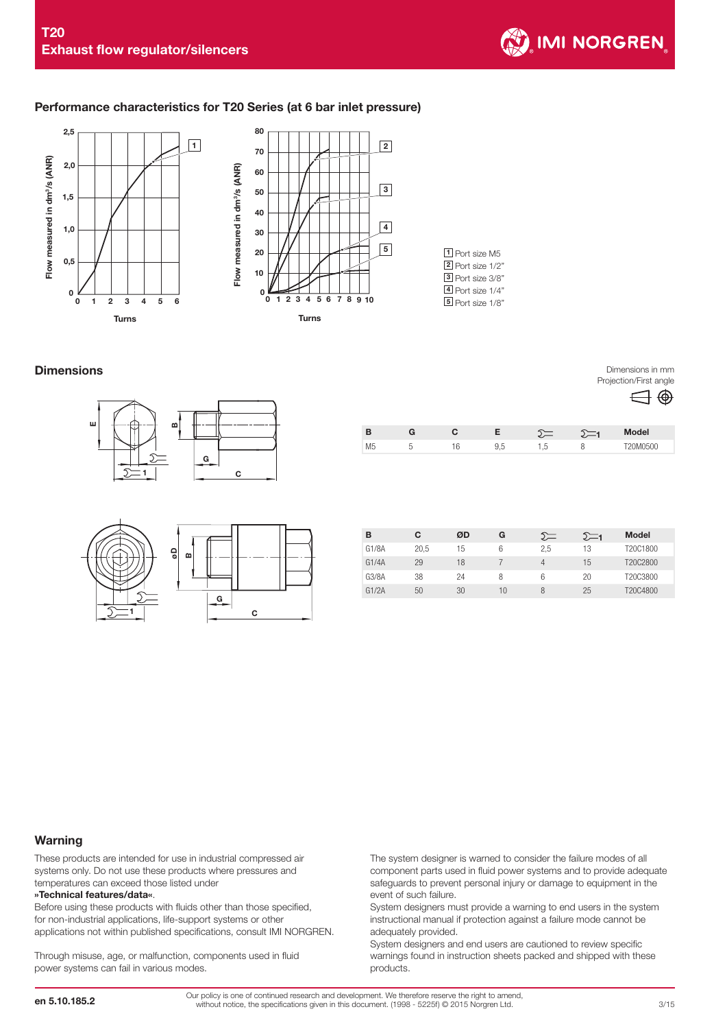## Performance characteristics for T20 Series (at 6 bar inlet pressure)

Flow measured in dm³/s (ANR)

2,5
2,0
1,5
1,0
0,5
0

0 1 2 3 4 5 6

Turns

1

Flow measured in dm³/s (ANR)

80
70
60
50
40
30
20
10
0

0 1 2 3 4 5 6 7 8 9 10

Turns

2
3
4
5

1 Port size M5
2 Port size 1/2"
3 Port size 3/8"
4 Port size 1/4"
5 Port size 1/8"

## Dimensions

Dimensions in mm
Projection/First angle

E
B
G
C
1

| B | G | C | E | ⊃ | ⊃1 | Model |
|---|---|---|---|---|---|---|
| M5 | 5 | 16 | 9,5 | 1,5 | 8 | T20M0500 |

øD
B
G
C
1

| B | C | ØD | G | ⊃ | ⊃1 | Model |
|---|---|---|---|---|---|---|
| G1/8A | 20,5 | 15 | 6 | 2,5 | 13 | T20C1800 |
| G1/4A | 29 | 18 | 7 | 4 | 15 | T20C2800 |
| G3/8A | 38 | 24 | 8 | 6 | 20 | T20C3800 |
| G1/2A | 50 | 30 | 10 | 8 | 25 | T20C4800 |

## Warning

These products are intended for use in industrial compressed air systems only. Do not use these products where pressures and temperatures can exceed those listed under **»Technical features/data«**.
Before using these products with fluids other than those specified, for non-industrial applications, life-support systems or other applications not within published specifications, consult IMI NORGREN.

Through misuse, age, or malfunction, components used in fluid power systems can fail in various modes.

The system designer is warned to consider the failure modes of all component parts used in fluid power systems and to provide adequate safeguards to prevent personal injury or damage to equipment in the event of such failure.
System designers must provide a warning to end users in the system instructional manual if protection against a failure mode cannot be adequately provided.
System designers and end users are cautioned to review specific warnings found in instruction sheets packed and shipped with these products.

Our policy is one of continued research and development. We therefore reserve the right to amend, without notice, the specifications given in this document. (1998 - 5225f) © 2015 Norgren Ltd.